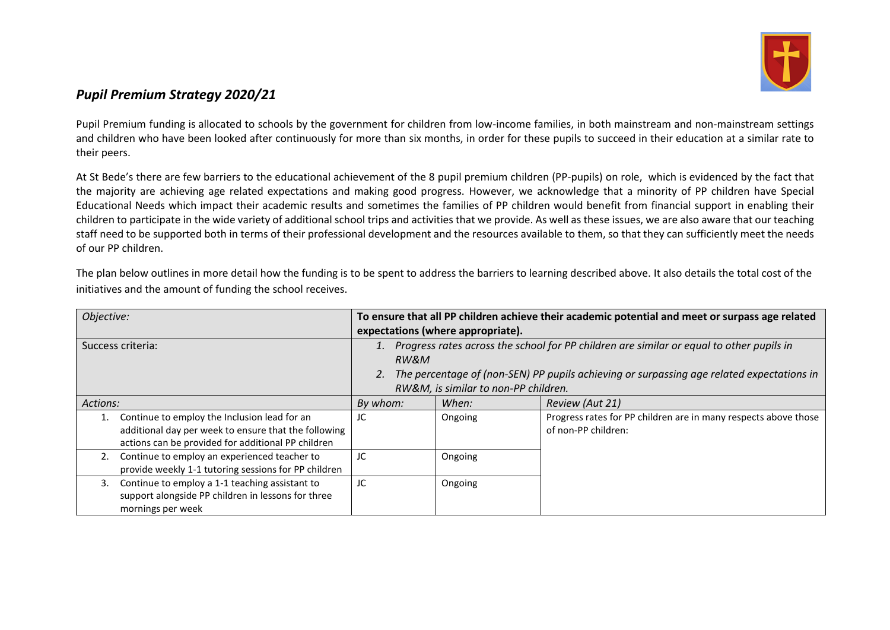## *Pupil Premium Strategy 2020/21*

Pupil Premium funding is allocated to schools by the government for children from low-income families, in both mainstream and non-mainstream settings and children who have been looked after continuously for more than six months, in order for these pupils to succeed in their education at a similar rate to their peers.

At St Bede's there are few barriers to the educational achievement of the 8 pupil premium children (PP-pupils) on role, which is evidenced by the fact that the majority are achieving age related expectations and making good progress. However, we acknowledge that a minority of PP children have Special Educational Needs which impact their academic results and sometimes the families of PP children would benefit from financial support in enabling their children to participate in the wide variety of additional school trips and activities that we provide. As well as these issues, we are also aware that our teaching staff need to be supported both in terms of their professional development and the resources available to them, so that they can sufficiently meet the needs of our PP children.

The plan below outlines in more detail how the funding is to be spent to address the barriers to learning described above. It also details the total cost of the initiatives and the amount of funding the school receives.

| *Objective:* | **To ensure that all PP children achieve their academic potential and meet or surpass age related expectations (where appropriate).** | | |
|---|---|---|---|
| Success criteria: | *1. Progress rates across the school for PP children are similar or equal to other pupils in RW&M*<br>*2. The percentage of (non-SEN) PP pupils achieving or surpassing age related expectations in RW&M, is similar to non-PP children.* | | |
| *Actions:* | *By whom:* | *When:* | *Review (Aut 21)* |
| 1. Continue to employ the Inclusion lead for an additional day per week to ensure that the following actions can be provided for additional PP children | JC | Ongoing | Progress rates for PP children are in many respects above those of non-PP children: |
| 2. Continue to employ an experienced teacher to provide weekly 1-1 tutoring sessions for PP children | JC | Ongoing | |
| 3. Continue to employ a 1-1 teaching assistant to support alongside PP children in lessons for three mornings per week | JC | Ongoing | |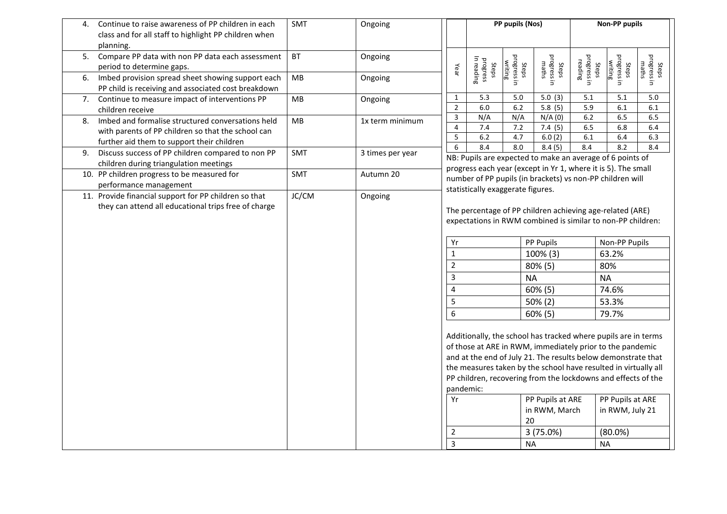| | | |
|---|---|---|
| 4. Continue to raise awareness of PP children in each class and for all staff to highlight PP children when planning. | SMT | Ongoing |
| 5. Compare PP data with non PP data each assessment period to determine gaps. | BT | Ongoing |
| 6. Imbed provision spread sheet showing support each PP child is receiving and associated cost breakdown | MB | Ongoing |
| 7. Continue to measure impact of interventions PP children receive | MB | Ongoing |
| 8. Imbed and formalise structured conversations held with parents of PP children so that the school can further aid them to support their children | MB | 1x term minimum |
| 9. Discuss success of PP children compared to non PP children during triangulation meetings | SMT | 3 times per year |
| 10. PP children progress to be measured for performance management | SMT | Autumn 20 |
| 11. Provide financial support for PP children so that they can attend all educational trips free of charge | JC/CM | Ongoing |

| | PP pupils (Nos) | | | Non-PP pupils | | |
|---|---|---|---|---|---|---|
| Year | Steps progress In reading | Steps progress in writing | Steps progress in maths | Steps progress in reading | Steps progress in writing | Steps progress in maths |
| 1 | 5.3 | 5.0 | 5.0 (3) | 5.1 | 5.1 | 5.0 |
| 2 | 6.0 | 6.2 | 5.8 (5) | 5.9 | 6.1 | 6.1 |
| 3 | N/A | N/A | N/A (0) | 6.2 | 6.5 | 6.5 |
| 4 | 7.4 | 7.2 | 7.4 (5) | 6.5 | 6.8 | 6.4 |
| 5 | 6.2 | 4.7 | 6.0 (2) | 6.1 | 6.4 | 6.3 |
| 6 | 8.4 | 8.0 | 8.4 (5) | 8.4 | 8.2 | 8.4 |

NB: Pupils are expected to make an average of 6 points of progress each year (except in Yr 1, where it is 5). The small number of PP pupils (in brackets) vs non-PP children will statistically exaggerate figures.

The percentage of PP children achieving age-related (ARE) expectations in RWM combined is similar to non-PP children:

| Yr | PP Pupils | Non-PP Pupils |
|---|---|---|
| 1 | 100% (3) | 63.2% |
| 2 | 80% (5) | 80% |
| 3 | NA | NA |
| 4 | 60% (5) | 74.6% |
| 5 | 50% (2) | 53.3% |
| 6 | 60% (5) | 79.7% |

Additionally, the school has tracked where pupils are in terms of those at ARE in RWM, immediately prior to the pandemic and at the end of July 21. The results below demonstrate that the measures taken by the school have resulted in virtually all PP children, recovering from the lockdowns and effects of the pandemic:

| Yr | PP Pupils at ARE in RWM, March 20 | PP Pupils at ARE in RWM, July 21 |
|---|---|---|
| 2 | 3 (75.0%) | (80.0%) |
| 3 | NA | NA |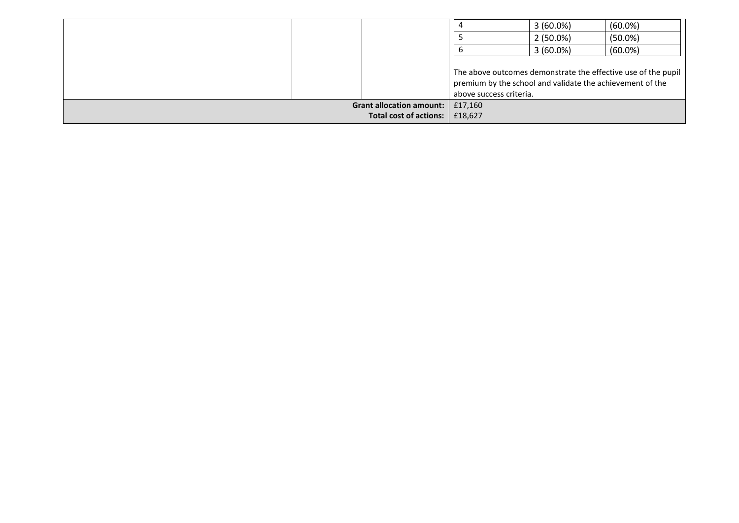| | | | |
|---|---|---|---|
| | | | 4 \| 3 (60.0%) \| (60.0%)<br>5 \| 2 (50.0%) \| (50.0%)<br>6 \| 3 (60.0%) \| (60.0%)<br><br>The above outcomes demonstrate the effective use of the pupil premium by the school and validate the achievement of the above success criteria. |
| | | **Grant allocation amount:** | £17,160 |
| | | **Total cost of actions:** | £18,627 |